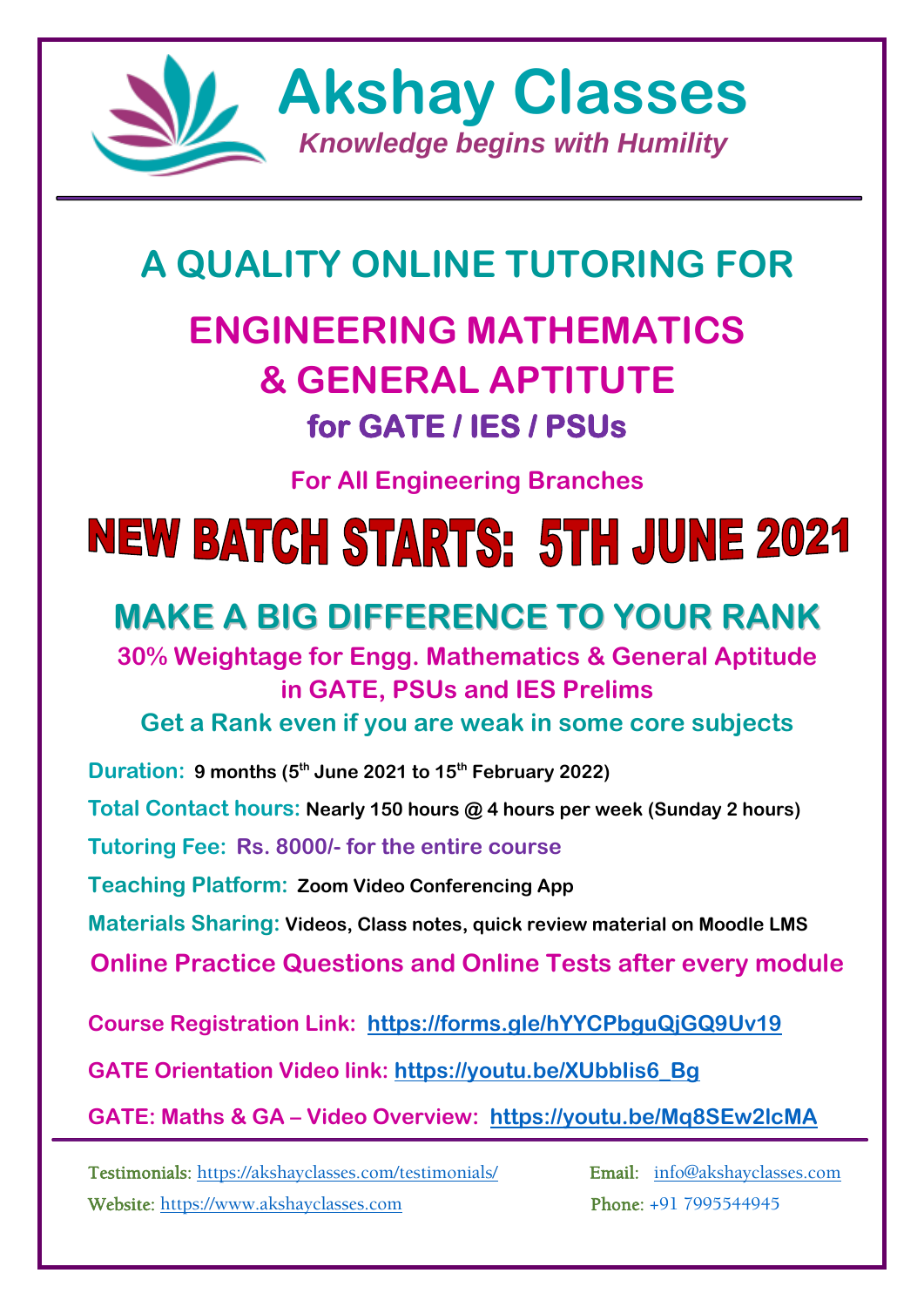# Akshay Classes

*Knowledge begins with Humility*

---

## A QUALITY ONLINE TUTORING FOR

## ENGINEERING MATHEMATICS & GENERAL APTITUTE

### for GATE / IES / PSUs

**For All Engineering Branches**

# NEW BATCH STARTS: 5TH JUNE 2021

## MAKE A BIG DIFFERENCE TO YOUR RANK

**30% Weightage for Engg. Mathematics & General Aptitude in GATE, PSUs and IES Prelims**

**Get a Rank even if you are weak in some core subjects**

**Duration:** 9 months (5th June 2021 to 15th February 2022)

**Total Contact hours:** Nearly 150 hours @ 4 hours per week (Sunday 2 hours)

**Tutoring Fee:** Rs. 8000/- for the entire course

**Teaching Platform:** Zoom Video Conferencing App

**Materials Sharing:** Videos, Class notes, quick review material on Moodle LMS

**Online Practice Questions and Online Tests after every module**

**Course Registration Link:** https://forms.gle/hYYCPbguQjGQ9Uv19

**GATE Orientation Video link:** https://youtu.be/XUbblis6_Bg

**GATE: Maths & GA – Video Overview:** https://youtu.be/Mq8SEw2lcMA

---

Testimonials: https://akshayclasses.com/testimonials/

Website: https://www.akshayclasses.com

Email: info@akshayclasses.com

Phone: +91 7995544945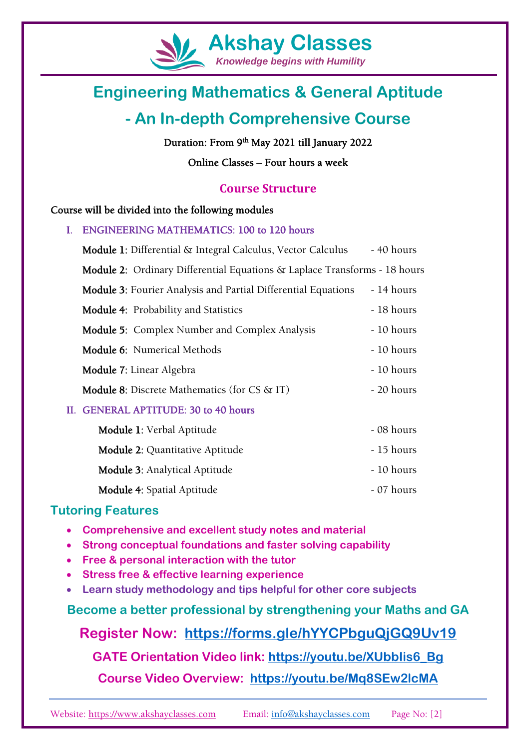# Akshay Classes

*Knowledge begins with Humility*

## Engineering Mathematics & General Aptitude - An In-depth Comprehensive Course

Duration: From 9th May 2021 till January 2022

Online Classes – Four hours a week

### Course Structure

Course will be divided into the following modules

I. ENGINEERING MATHEMATICS: 100 to 120 hours

- **Module 1**: Differential & Integral Calculus, Vector Calculus - 40 hours
- **Module 2**: Ordinary Differential Equations & Laplace Transforms - 18 hours
- **Module 3**: Fourier Analysis and Partial Differential Equations - 14 hours
- **Module 4**: Probability and Statistics - 18 hours
- **Module 5**: Complex Number and Complex Analysis - 10 hours
- **Module 6**: Numerical Methods - 10 hours
- **Module 7**: Linear Algebra - 10 hours
- **Module 8**: Discrete Mathematics (for CS & IT) - 20 hours

II. GENERAL APTITUDE: 30 to 40 hours

- **Module 1**: Verbal Aptitude - 08 hours
- **Module 2**: Quantitative Aptitude - 15 hours
- **Module 3**: Analytical Aptitude - 10 hours
- **Module 4**: Spatial Aptitude - 07 hours

### Tutoring Features

- **Comprehensive and excellent study notes and material**
- **Strong conceptual foundations and faster solving capability**
- **Free & personal interaction with the tutor**
- **Stress free & effective learning experience**
- **Learn study methodology and tips helpful for other core subjects**

**Become a better professional by strengthening your Maths and GA**

**Register Now: https://forms.gle/hYYCPbguQjGQ9Uv19**

**GATE Orientation Video link: https://youtu.be/XUbbIis6_Bg**

**Course Video Overview: https://youtu.be/Mq8SEw2lcMA**

Website: https://www.akshayclasses.com Email: info@akshayclasses.com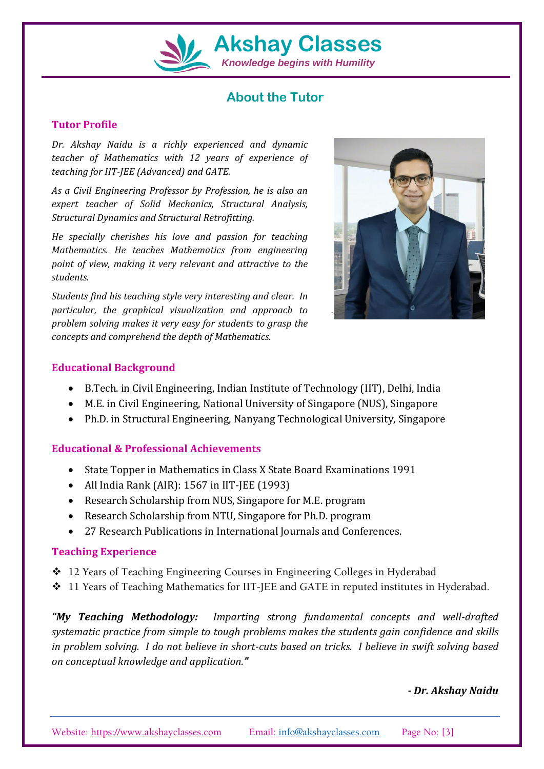# Akshay Classes

*Knowledge begins with Humility*

## About the Tutor

### Tutor Profile

*Dr. Akshay Naidu is a richly experienced and dynamic teacher of Mathematics with 12 years of experience of teaching for IIT-JEE (Advanced) and GATE.*

*As a Civil Engineering Professor by Profession, he is also an expert teacher of Solid Mechanics, Structural Analysis, Structural Dynamics and Structural Retrofitting.*

*He specially cherishes his love and passion for teaching Mathematics. He teaches Mathematics from engineering point of view, making it very relevant and attractive to the students.*

*Students find his teaching style very interesting and clear. In particular, the graphical visualization and approach to problem solving makes it very easy for students to grasp the concepts and comprehend the depth of Mathematics.*

### Educational Background

- B.Tech. in Civil Engineering, Indian Institute of Technology (IIT), Delhi, India
- M.E. in Civil Engineering, National University of Singapore (NUS), Singapore
- Ph.D. in Structural Engineering, Nanyang Technological University, Singapore

### Educational & Professional Achievements

- State Topper in Mathematics in Class X State Board Examinations 1991
- All India Rank (AIR): 1567 in IIT-JEE (1993)
- Research Scholarship from NUS, Singapore for M.E. program
- Research Scholarship from NTU, Singapore for Ph.D. program
- 27 Research Publications in International Journals and Conferences.

### Teaching Experience

- 12 Years of Teaching Engineering Courses in Engineering Colleges in Hyderabad
- 11 Years of Teaching Mathematics for IIT-JEE and GATE in reputed institutes in Hyderabad.

***"My Teaching Methodology:** Imparting strong fundamental concepts and well-drafted systematic practice from simple to tough problems makes the students gain confidence and skills in problem solving. I do not believe in short-cuts based on tricks. I believe in swift solving based on conceptual knowledge and application."*

***- Dr. Akshay Naidu***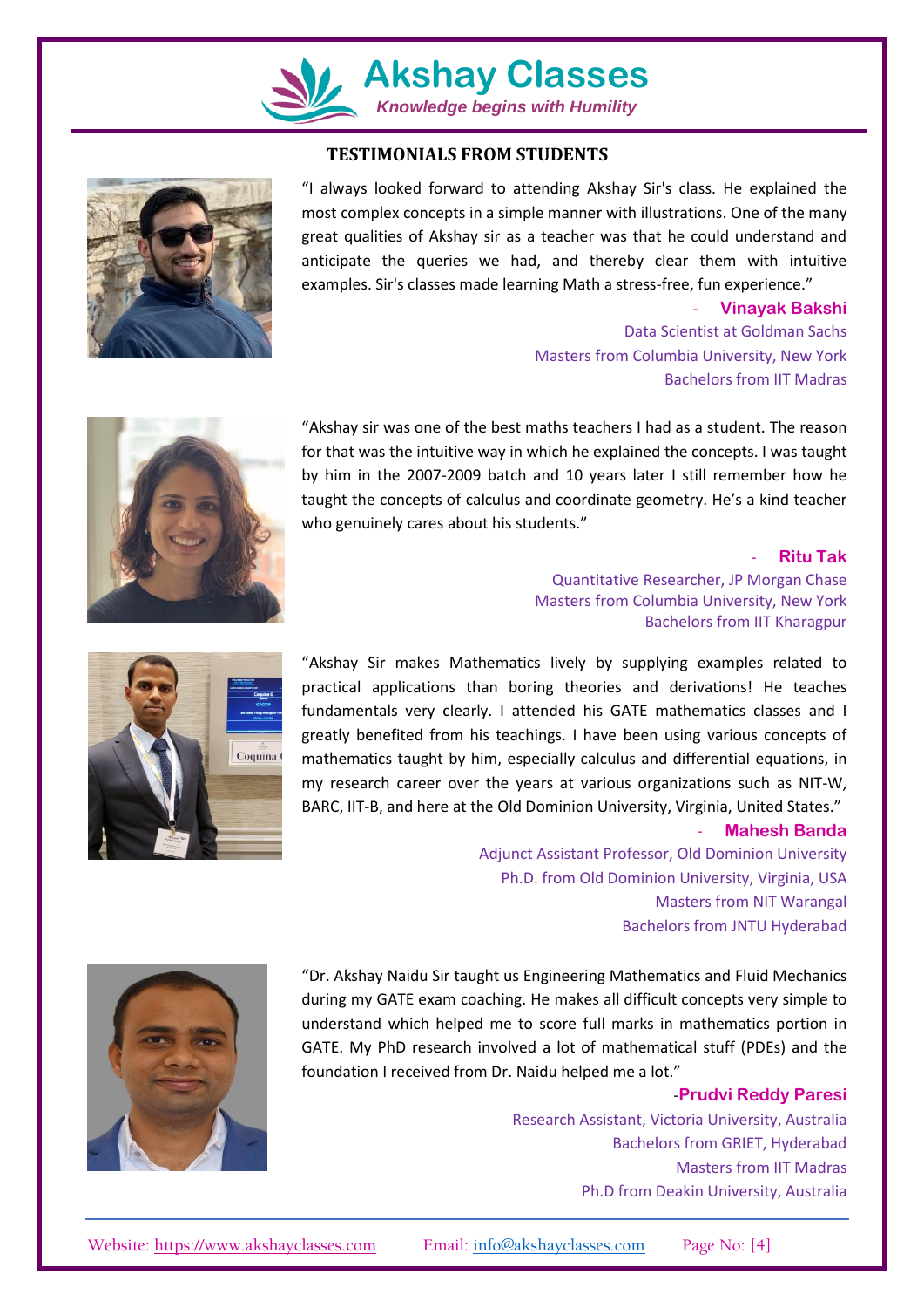# Akshay Classes

*Knowledge begins with Humility*

## TESTIMONIALS FROM STUDENTS

"I always looked forward to attending Akshay Sir's class. He explained the most complex concepts in a simple manner with illustrations. One of the many great qualities of Akshay sir as a teacher was that he could understand and anticipate the queries we had, and thereby clear them with intuitive examples. Sir's classes made learning Math a stress-free, fun experience."

- **Vinayak Bakshi**
Data Scientist at Goldman Sachs
Masters from Columbia University, New York
Bachelors from IIT Madras

"Akshay sir was one of the best maths teachers I had as a student. The reason for that was the intuitive way in which he explained the concepts. I was taught by him in the 2007-2009 batch and 10 years later I still remember how he taught the concepts of calculus and coordinate geometry. He's a kind teacher who genuinely cares about his students."

- **Ritu Tak**
Quantitative Researcher, JP Morgan Chase
Masters from Columbia University, New York
Bachelors from IIT Kharagpur

"Akshay Sir makes Mathematics lively by supplying examples related to practical applications than boring theories and derivations! He teaches fundamentals very clearly. I attended his GATE mathematics classes and I greatly benefited from his teachings. I have been using various concepts of mathematics taught by him, especially calculus and differential equations, in my research career over the years at various organizations such as NIT-W, BARC, IIT-B, and here at the Old Dominion University, Virginia, United States."

- **Mahesh Banda**
Adjunct Assistant Professor, Old Dominion University
Ph.D. from Old Dominion University, Virginia, USA
Masters from NIT Warangal
Bachelors from JNTU Hyderabad

"Dr. Akshay Naidu Sir taught us Engineering Mathematics and Fluid Mechanics during my GATE exam coaching. He makes all difficult concepts very simple to understand which helped me to score full marks in mathematics portion in GATE. My PhD research involved a lot of mathematical stuff (PDEs) and the foundation I received from Dr. Naidu helped me a lot."

-**Prudvi Reddy Paresi**
Research Assistant, Victoria University, Australia
Bachelors from GRIET, Hyderabad
Masters from IIT Madras
Ph.D from Deakin University, Australia

Website: https://www.akshayclasses.com Email: info@akshayclasses.com